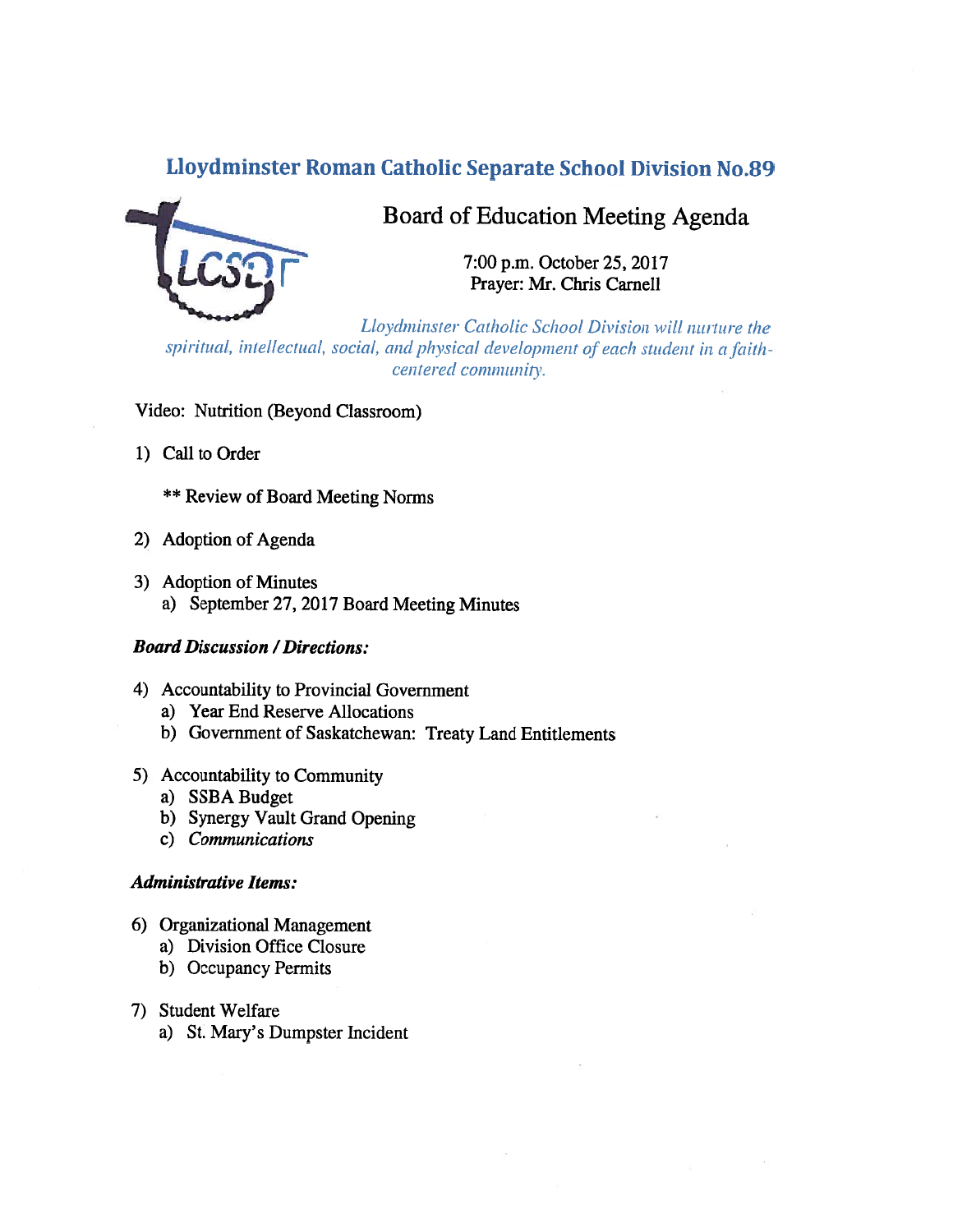# Lloydminster Roman Catholic Separate School Division No.89

## Board of Education Meeting Agenda

7:00 p.m. October 25, 2017
Prayer: Mr. Chris Carnell

*Lloydminster Catholic School Division will nurture the spiritual, intellectual, social, and physical development of each student in a faith-centered community.*

Video: Nutrition (Beyond Classroom)

1) Call to Order

   ** Review of Board Meeting Norms

2) Adoption of Agenda

3) Adoption of Minutes
   a) September 27, 2017 Board Meeting Minutes

***Board Discussion / Directions:***

4) Accountability to Provincial Government
   a) Year End Reserve Allocations
   b) Government of Saskatchewan: Treaty Land Entitlements

5) Accountability to Community
   a) SSBA Budget
   b) Synergy Vault Grand Opening
   c) *Communications*

***Administrative Items:***

6) Organizational Management
   a) Division Office Closure
   b) Occupancy Permits

7) Student Welfare
   a) St. Mary's Dumpster Incident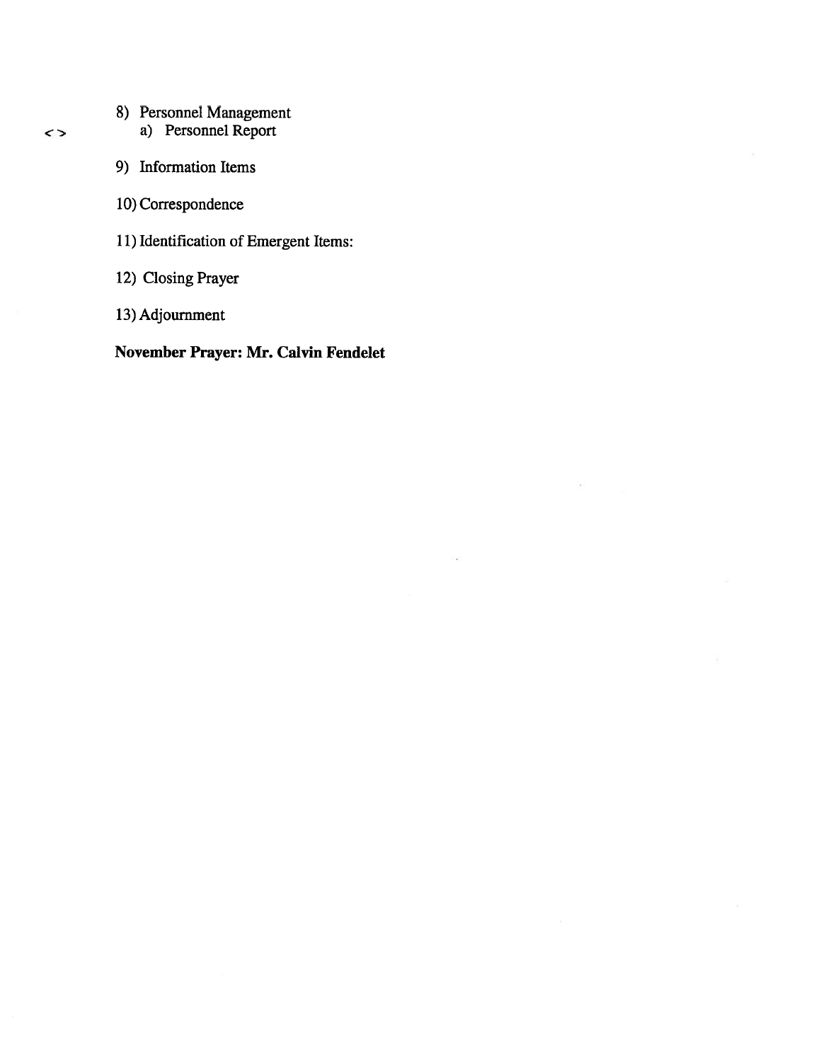8) Personnel Management

<> a) Personnel Report

9) Information Items

10) Correspondence

11) Identification of Emergent Items:

12) Closing Prayer

13) Adjournment

**November Prayer: Mr. Calvin Fendelet**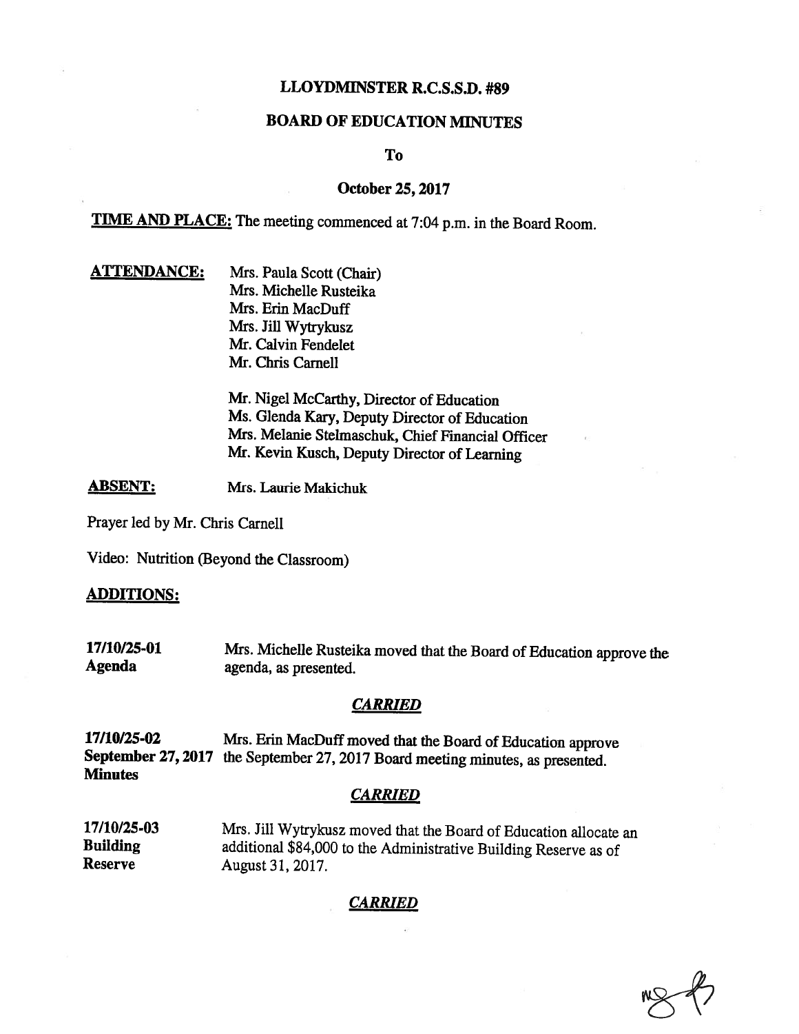# LLOYDMINSTER R.C.S.S.D. #89

## BOARD OF EDUCATION MINUTES

**To**

**October 25, 2017**

**TIME AND PLACE:** The meeting commenced at 7:04 p.m. in the Board Room.

**ATTENDANCE:**

Mrs. Paula Scott (Chair)
Mrs. Michelle Rusteika
Mrs. Erin MacDuff
Mrs. Jill Wytrykusz
Mr. Calvin Fendelet
Mr. Chris Carnell

Mr. Nigel McCarthy, Director of Education
Ms. Glenda Kary, Deputy Director of Education
Mrs. Melanie Stelmaschuk, Chief Financial Officer
Mr. Kevin Kusch, Deputy Director of Learning

**ABSENT:** Mrs. Laurie Makichuk

Prayer led by Mr. Chris Carnell

Video: Nutrition (Beyond the Classroom)

**ADDITIONS:**

**17/10/25-01**
**Agenda**

Mrs. Michelle Rusteika moved that the Board of Education approve the agenda, as presented.

***CARRIED***

**17/10/25-02**
**September 27, 2017 Minutes**

Mrs. Erin MacDuff moved that the Board of Education approve the September 27, 2017 Board meeting minutes, as presented.

***CARRIED***

**17/10/25-03**
**Building Reserve**

Mrs. Jill Wytrykusz moved that the Board of Education allocate an additional $84,000 to the Administrative Building Reserve as of August 31, 2017.

***CARRIED***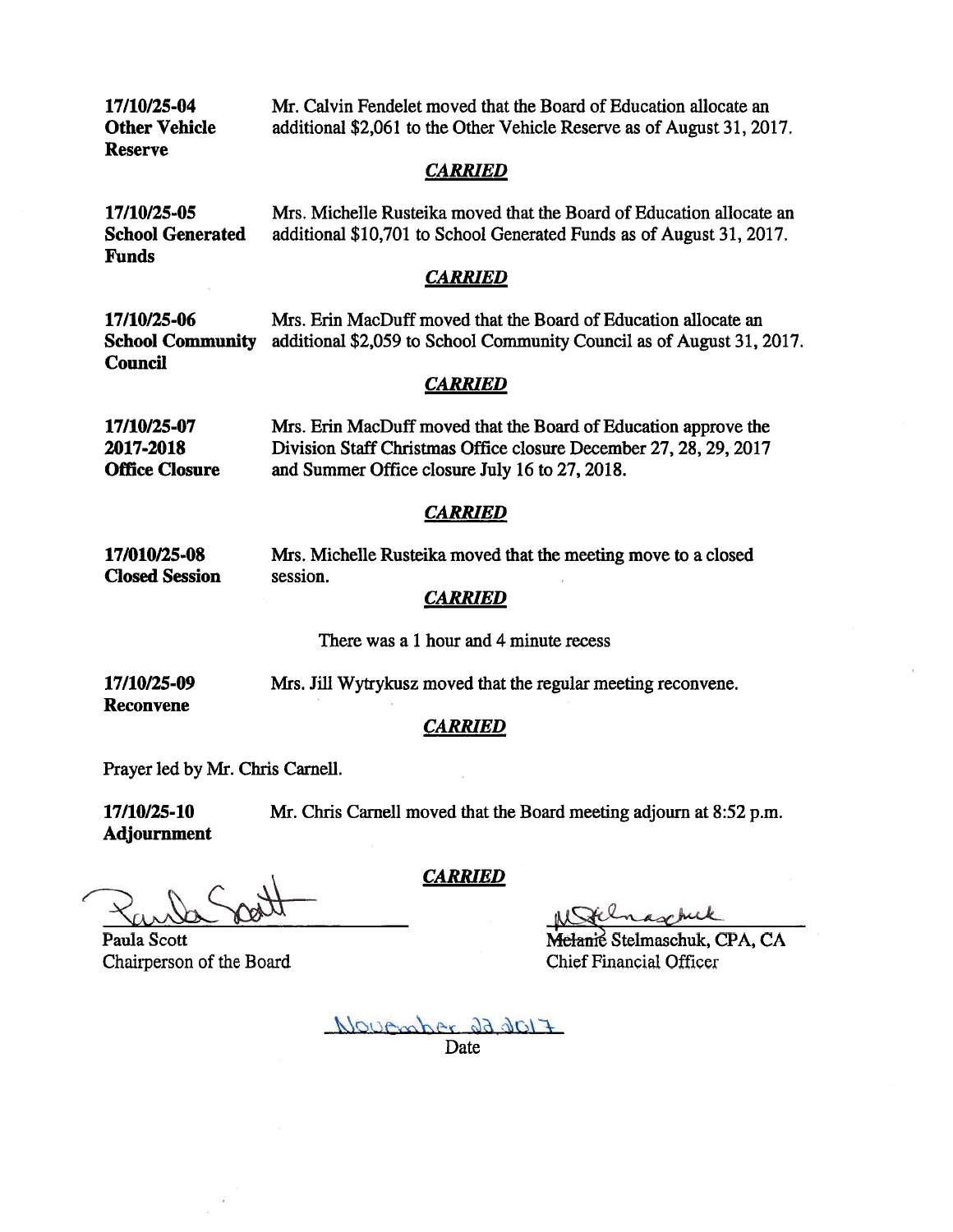**17/10/25-04**
**Other Vehicle Reserve**

Mr. Calvin Fendelet moved that the Board of Education allocate an additional $2,061 to the Other Vehicle Reserve as of August 31, 2017.

***CARRIED***

**17/10/25-05**
**School Generated Funds**

Mrs. Michelle Rusteika moved that the Board of Education allocate an additional $10,701 to School Generated Funds as of August 31, 2017.

***CARRIED***

**17/10/25-06**
**School Community Council**

Mrs. Erin MacDuff moved that the Board of Education allocate an additional $2,059 to School Community Council as of August 31, 2017.

***CARRIED***

**17/10/25-07**
**2017-2018**
**Office Closure**

Mrs. Erin MacDuff moved that the Board of Education approve the Division Staff Christmas Office closure December 27, 28, 29, 2017 and Summer Office closure July 16 to 27, 2018.

***CARRIED***

**17/010/25-08**
**Closed Session**

Mrs. Michelle Rusteika moved that the meeting move to a closed session.

***CARRIED***

There was a 1 hour and 4 minute recess

**17/10/25-09**
**Reconvene**

Mrs. Jill Wytrykusz moved that the regular meeting reconvene.

***CARRIED***

Prayer led by Mr. Chris Carnell.

**17/10/25-10**
**Adjournment**

Mr. Chris Carnell moved that the Board meeting adjourn at 8:52 p.m.

***CARRIED***

Paula Scott
Chairperson of the Board

Melanie Stelmaschuk, CPA, CA
Chief Financial Officer

November 22, 2017
Date